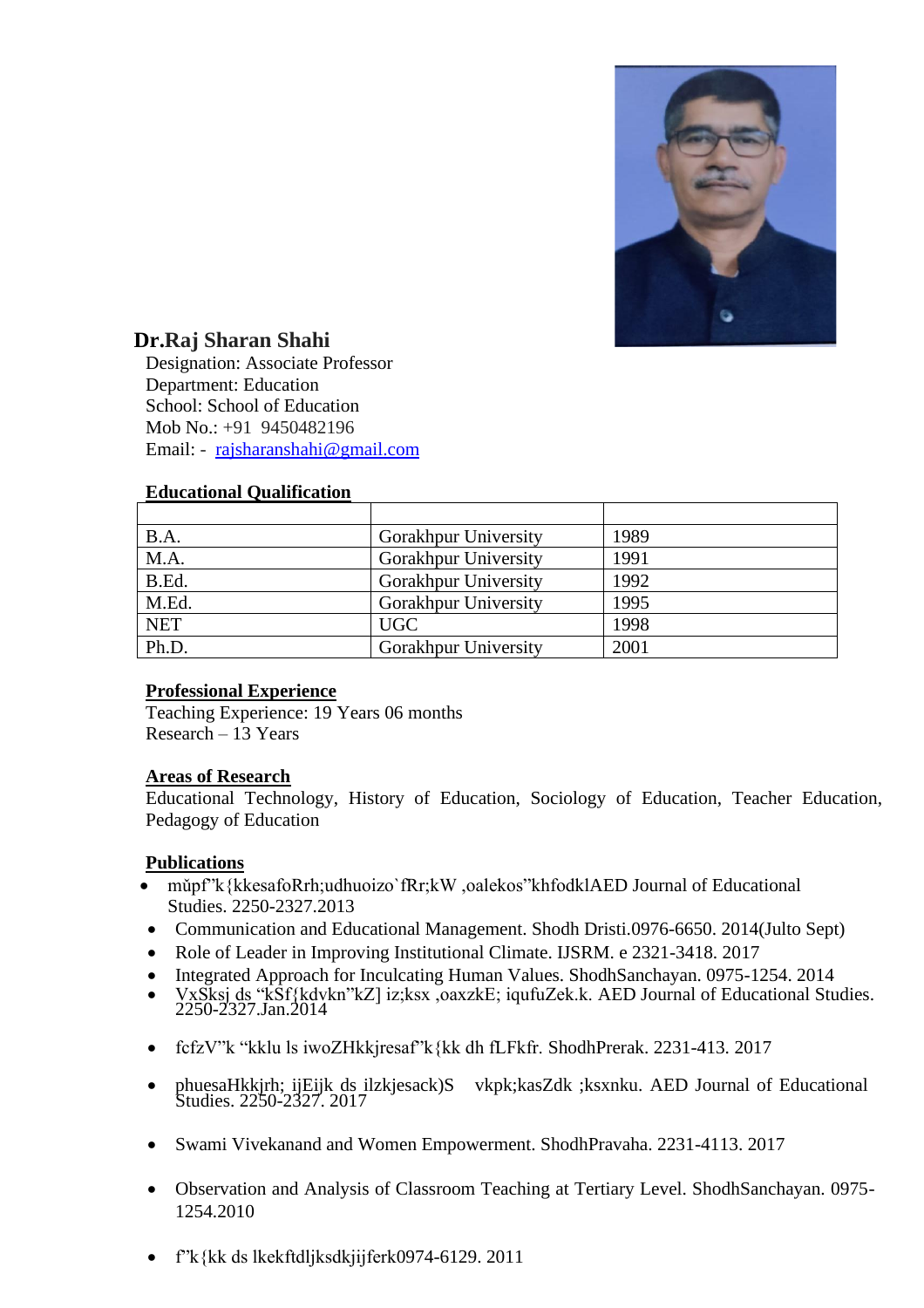**Dr.Raj Sharan Shahi**

Designation: Associate Professor
Department: Education
School: School of Education
Mob No.: +91 9450482196
Email: - rajsharanshahi@gmail.com

**Educational Qualification**

| | | |
|---|---|---|
| B.A. | Gorakhpur University | 1989 |
| M.A. | Gorakhpur University | 1991 |
| B.Ed. | Gorakhpur University | 1992 |
| M.Ed. | Gorakhpur University | 1995 |
| NET | UGC | 1998 |
| Ph.D. | Gorakhpur University | 2001 |

**Professional Experience**

Teaching Experience: 19 Years 06 months
Research – 13 Years

**Areas of Research**

Educational Technology, History of Education, Sociology of Education, Teacher Education, Pedagogy of Education

**Publications**

- mŭpf"k{kkesafoRrh;udhuoizo`fRr;kW ,oalekos"khfodklAED Journal of Educational Studies. 2250-2327.2013
- Communication and Educational Management. Shodh Dristi.0976-6650. 2014(Julto Sept)
- Role of Leader in Improving Institutional Climate. IJSRM. e 2321-3418. 2017
- Integrated Approach for Inculcating Human Values. ShodhSanchayan. 0975-1254. 2014
- VxSksj ds "kSf{kdvkn"kZ] iz;ksx ,oaxzkE; iqufuZek.k. AED Journal of Educational Studies. 2250-2327.Jan.2014
- fcfzV"k "kklu ls iwoZHkkjresaf"k{kk dh fLFkfr. ShodhPrerak. 2231-413. 2017
- phuesaHkkjrh; ijEijk ds ilzkjesack)S vkpk;kasZdk ;ksxnku. AED Journal of Educational Studies. 2250-2327. 2017
- Swami Vivekanand and Women Empowerment. ShodhPravaha. 2231-4113. 2017
- Observation and Analysis of Classroom Teaching at Tertiary Level. ShodhSanchayan. 0975-1254.2010
- f"k{kk ds lkekftdljksdkjijferk0974-6129. 2011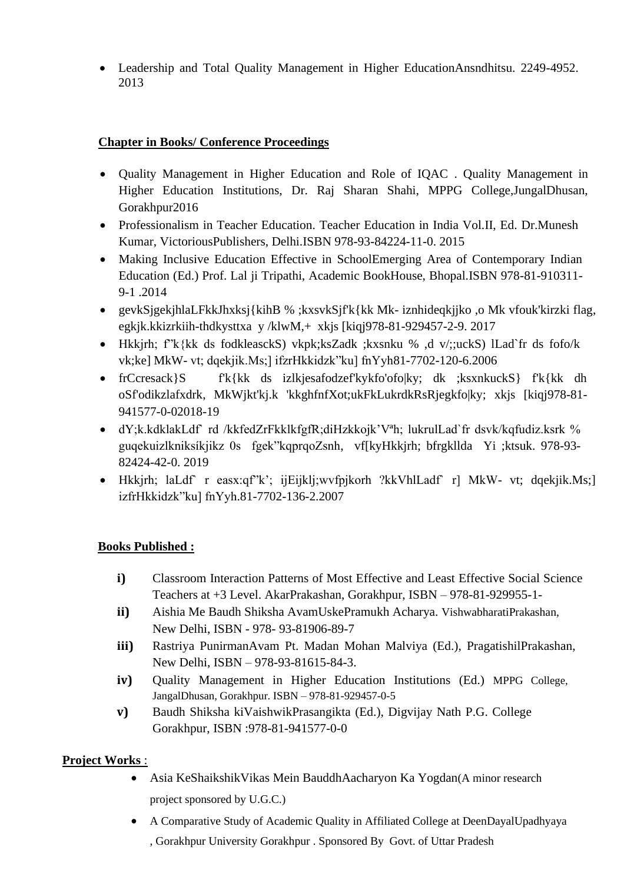- Leadership and Total Quality Management in Higher EducationAnsndhitsu. 2249-4952. 2013

**Chapter in Books/ Conference Proceedings**

- Quality Management in Higher Education and Role of IQAC . Quality Management in Higher Education Institutions, Dr. Raj Sharan Shahi, MPPG College,JungalDhusan, Gorakhpur2016
- Professionalism in Teacher Education. Teacher Education in India Vol.II, Ed. Dr.Munesh Kumar, VictoriousPublishers, Delhi.ISBN 978-93-84224-11-0. 2015
- Making Inclusive Education Effective in SchoolEmerging Area of Contemporary Indian Education (Ed.) Prof. Lal ji Tripathi, Academic BookHouse, Bhopal.ISBN 978-81-910311-9-1 .2014
- gevkSjgekjhlaLFkkJhxksj{kihB % ;kxsvkSjf'k{kk Mk- iznhideqkjjko ,o Mk vfouk'kirzki flag, egkjk.kkizrkiih-thdkysttxa y /klwM,+ xkjs [kiqj978-81-929457-2-9. 2017
- Hkkjrh; f"k{kk ds fodkleasckS) vkpk;ksZadk ;kxsnku % ,d v/;;uckS) lLad`fr ds fofo/k vk;ke] MkW- vt; dqekjik.Ms;] ifzrHkkidzk"ku] fnYyh81-7702-120-6.2006
- frCcresack}S f'k{kk ds izlkjesafodzef'kykfo'ofo|ky; dk ;ksxnkuckS} f'k{kk dh oSf'odikzlafxdrk, MkWjkt'kj.k 'kkghfnfXot;ukFkLukrdkRsRjegkfo|ky; xkjs [kiqj978-81-941577-0-02018-19
- dY;k.kdklakLdf` rd /kkfedZrFkklkfgfR;diHzkkojk'Vªh; lukrulLad`fr dsvk/kqfudiz.ksrk % guqekuizlkniksikjikz 0s fgek"kqprqoZsnh, vf[kyHkkjrh; bfrgkllda Yi ;ktsuk. 978-93-82424-42-0. 2019
- Hkkjrh; laLdf` r easx:qf"k'; ijEijklj;wvfpjkorh ?kkVhlLadf` r] MkW- vt; dqekjik.Ms;] izfrHkkidzk"ku] fnYyh.81-7702-136-2.2007

**Books Published :**

**i)** Classroom Interaction Patterns of Most Effective and Least Effective Social Science Teachers at +3 Level. AkarPrakashan, Gorakhpur, ISBN – 978-81-929955-1-

**ii)** Aishia Me Baudh Shiksha AvamUskePramukh Acharya. VishwabharatiPrakashan, New Delhi, ISBN - 978- 93-81906-89-7

**iii)** Rastriya PunirmanAvam Pt. Madan Mohan Malviya (Ed.), PragatishilPrakashan, New Delhi, ISBN – 978-93-81615-84-3.

**iv)** Quality Management in Higher Education Institutions (Ed.) MPPG College, JangalDhusan, Gorakhpur. ISBN – 978-81-929457-0-5

**v)** Baudh Shiksha kiVaishwikPrasangikta (Ed.), Digvijay Nath P.G. College Gorakhpur, ISBN :978-81-941577-0-0

**Project Works** :

- Asia KeShaikshikVikas Mein BauddhAacharyon Ka Yogdan(A minor research project sponsored by U.G.C.)
- A Comparative Study of Academic Quality in Affiliated College at DeenDayalUpadhyaya , Gorakhpur University Gorakhpur . Sponsored By Govt. of Uttar Pradesh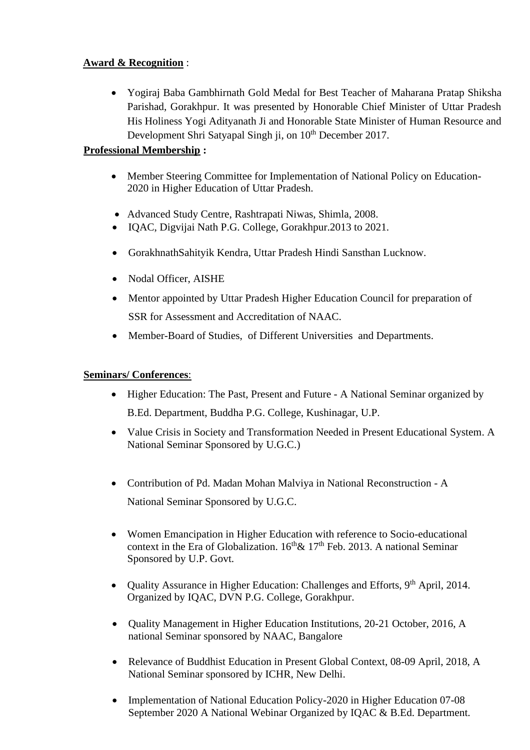**Award & Recognition** :

- Yogiraj Baba Gambhirnath Gold Medal for Best Teacher of Maharana Pratap Shiksha Parishad, Gorakhpur. It was presented by Honorable Chief Minister of Uttar Pradesh His Holiness Yogi Adityanath Ji and Honorable State Minister of Human Resource and Development Shri Satyapal Singh ji, on 10th December 2017.

**Professional Membership :**

- Member Steering Committee for Implementation of National Policy on Education-2020 in Higher Education of Uttar Pradesh.
- Advanced Study Centre, Rashtrapati Niwas, Shimla, 2008.
- IQAC, Digvijai Nath P.G. College, Gorakhpur.2013 to 2021.
- GorakhnathSahityik Kendra, Uttar Pradesh Hindi Sansthan Lucknow.
- Nodal Officer, AISHE
- Mentor appointed by Uttar Pradesh Higher Education Council for preparation of SSR for Assessment and Accreditation of NAAC.
- Member-Board of Studies, of Different Universities and Departments.

**Seminars/ Conferences**:

- Higher Education: The Past, Present and Future - A National Seminar organized by B.Ed. Department, Buddha P.G. College, Kushinagar, U.P.
- Value Crisis in Society and Transformation Needed in Present Educational System. A National Seminar Sponsored by U.G.C.)
- Contribution of Pd. Madan Mohan Malviya in National Reconstruction - A National Seminar Sponsored by U.G.C.
- Women Emancipation in Higher Education with reference to Socio-educational context in the Era of Globalization. 16th& 17th Feb. 2013. A national Seminar Sponsored by U.P. Govt.
- Quality Assurance in Higher Education: Challenges and Efforts, 9th April, 2014. Organized by IQAC, DVN P.G. College, Gorakhpur.
- Quality Management in Higher Education Institutions, 20-21 October, 2016, A national Seminar sponsored by NAAC, Bangalore
- Relevance of Buddhist Education in Present Global Context, 08-09 April, 2018, A National Seminar sponsored by ICHR, New Delhi.
- Implementation of National Education Policy-2020 in Higher Education 07-08 September 2020 A National Webinar Organized by IQAC & B.Ed. Department.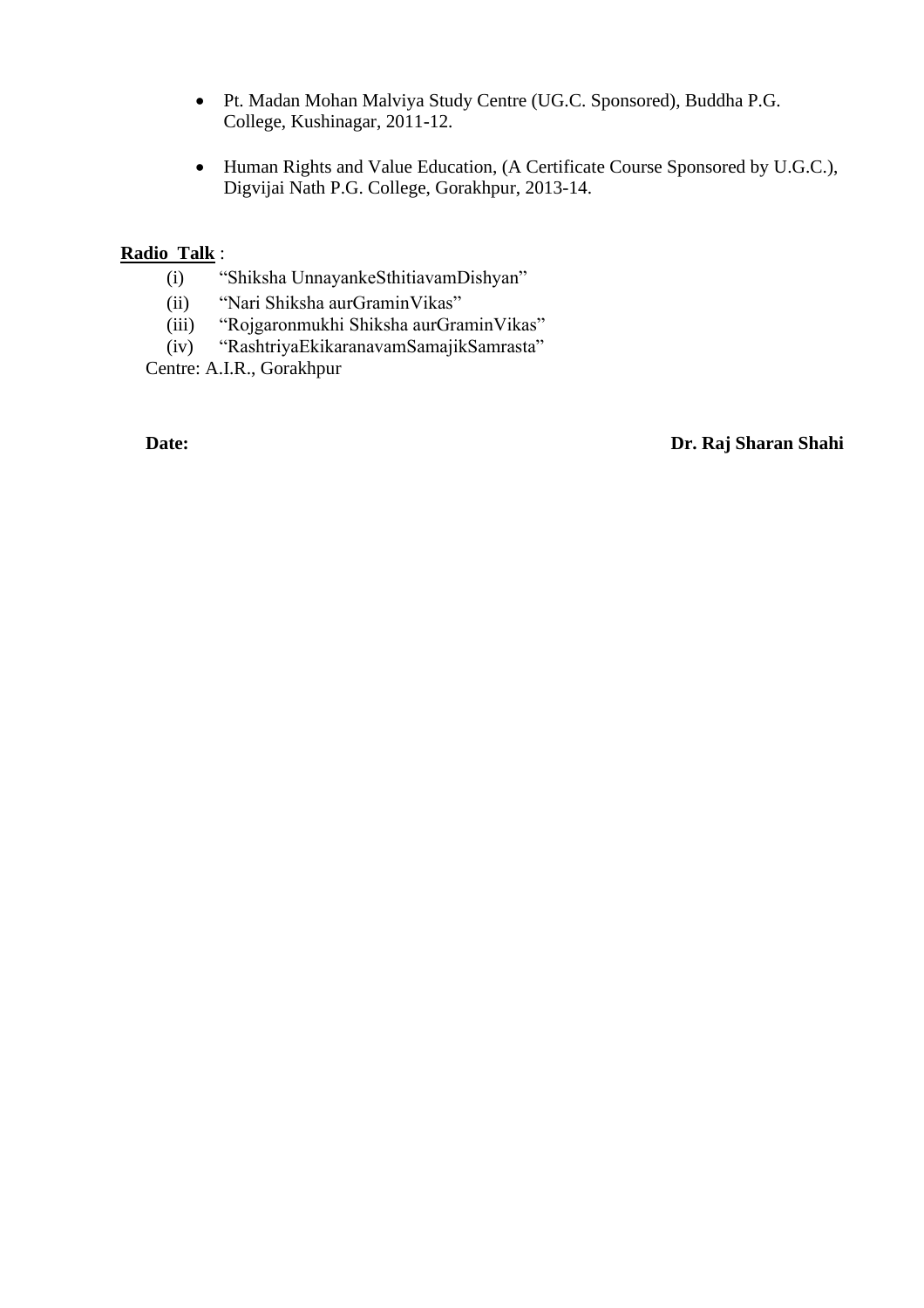- Pt. Madan Mohan Malviya Study Centre (UG.C. Sponsored), Buddha P.G. College, Kushinagar, 2011-12.

- Human Rights and Value Education, (A Certificate Course Sponsored by U.G.C.), Digvijai Nath P.G. College, Gorakhpur, 2013-14.

**Radio Talk** :

(i) "Shiksha UnnayankeSthitiavamDishyan"
(ii) "Nari Shiksha aurGraminVikas"
(iii) "Rojgaronmukhi Shiksha aurGraminVikas"
(iv) "RashtriyaEkikaranavamSamajikSamrasta"

Centre: A.I.R., Gorakhpur

**Date:** **Dr. Raj Sharan Shahi**